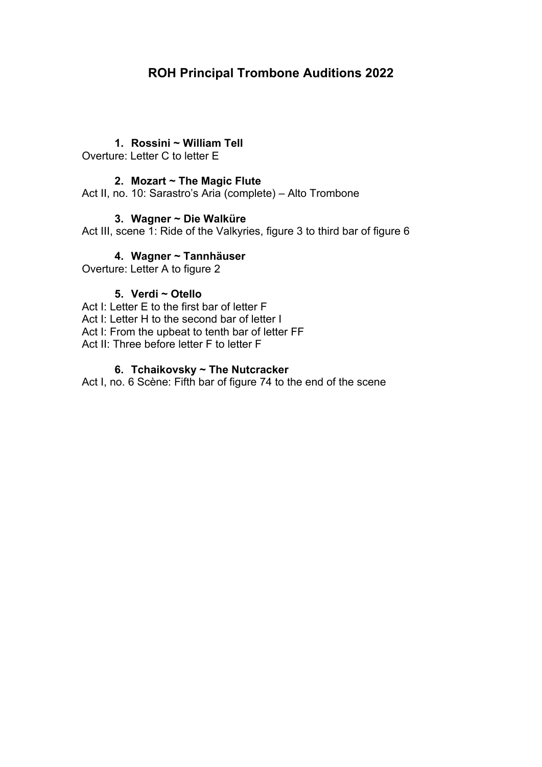# ROH Principal Trombone Auditions 2022

1. **Rossini ~ William Tell**

Overture: Letter C to letter E

2. **Mozart ~ The Magic Flute**

Act II, no. 10: Sarastro's Aria (complete) – Alto Trombone

3. **Wagner ~ Die Walküre**

Act III, scene 1: Ride of the Valkyries, figure 3 to third bar of figure 6

4. **Wagner ~ Tannhäuser**

Overture: Letter A to figure 2

5. **Verdi ~ Otello**

Act I: Letter E to the first bar of letter F
Act I: Letter H to the second bar of letter I
Act I: From the upbeat to tenth bar of letter FF
Act II: Three before letter F to letter F

6. **Tchaikovsky ~ The Nutcracker**

Act I, no. 6 Scène: Fifth bar of figure 74 to the end of the scene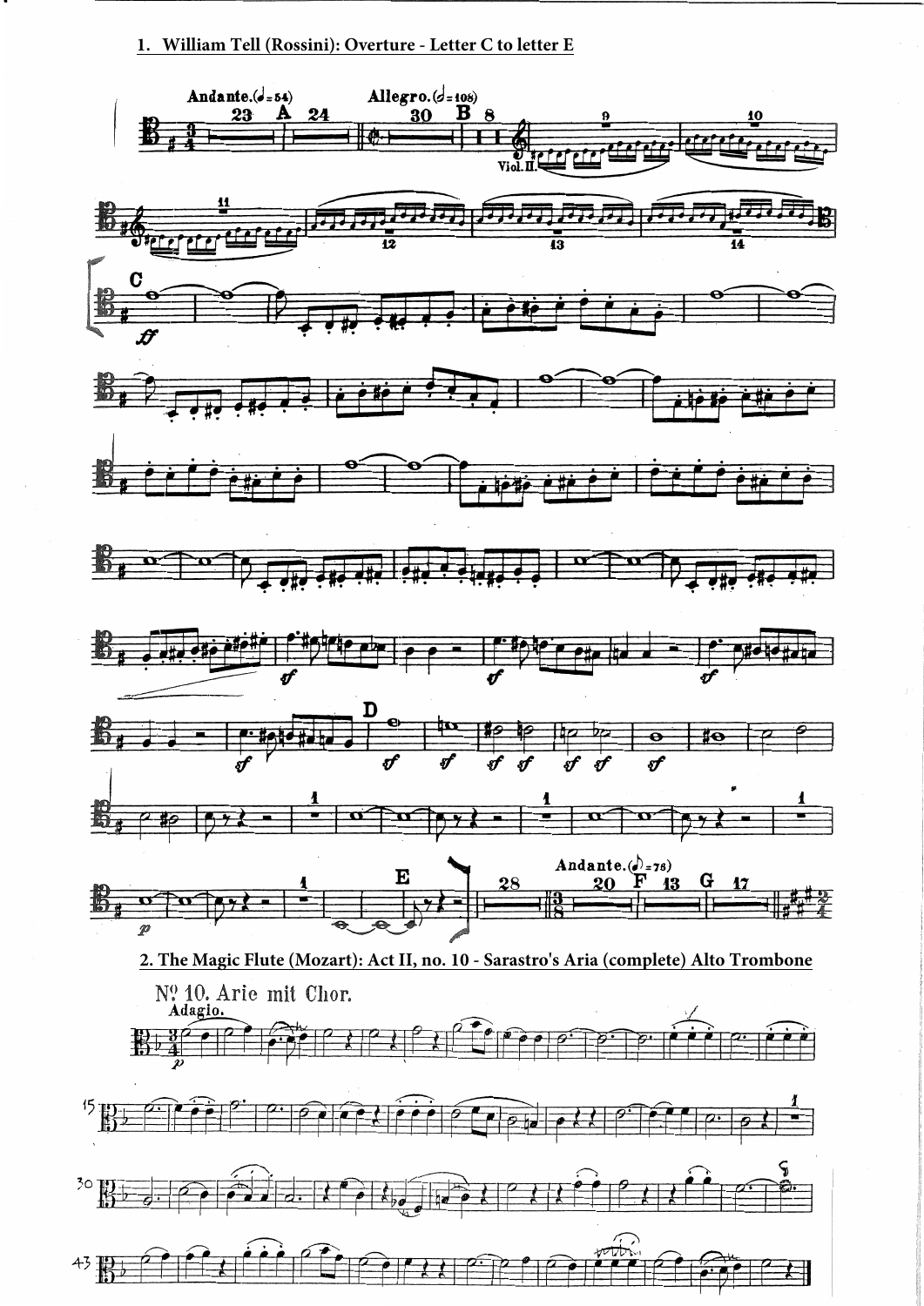1. **William Tell (Rossini): Overture - Letter C to letter E**

2. **The Magic Flute (Mozart): Act II, no. 10 - Sarastro's Aria (complete) Alto Trombone**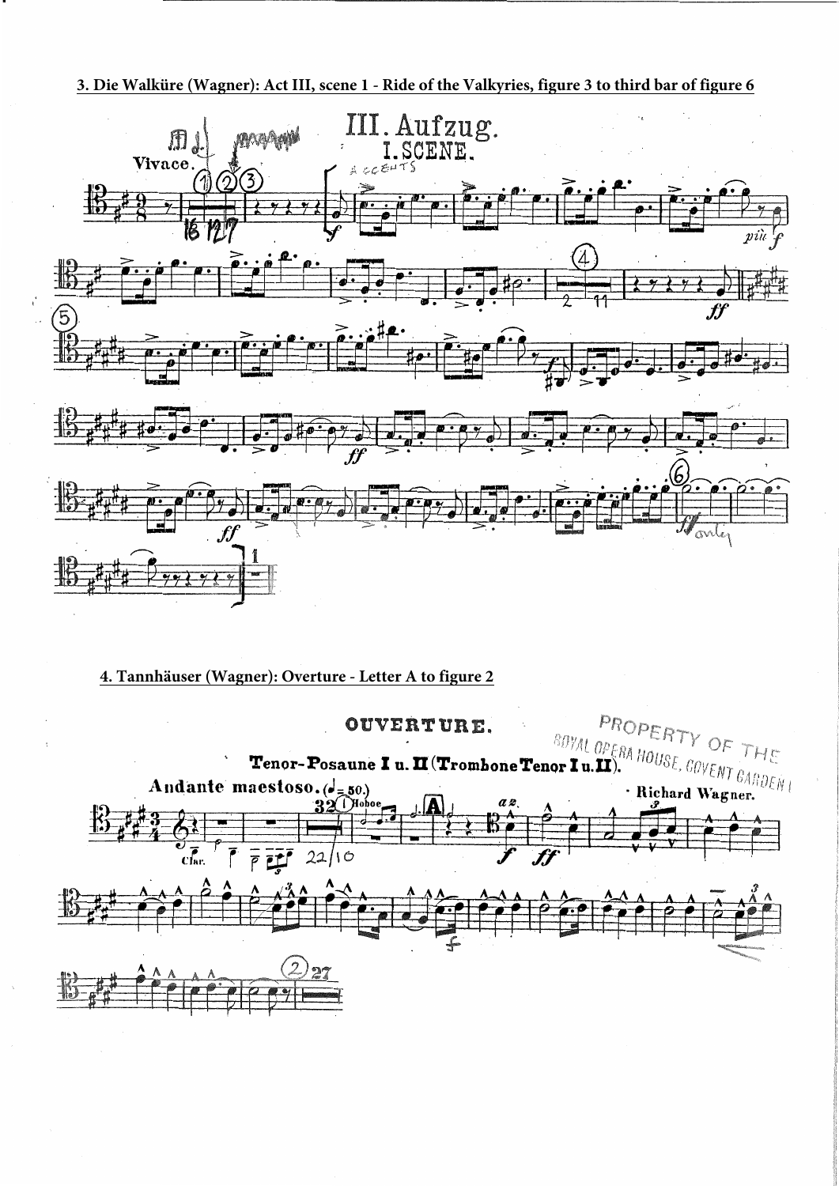**3. Die Walküre (Wagner): Act III, scene 1 - Ride of the Valkyries, figure 3 to third bar of figure 6**

**4. Tannhäuser (Wagner): Overture - Letter A to figure 2**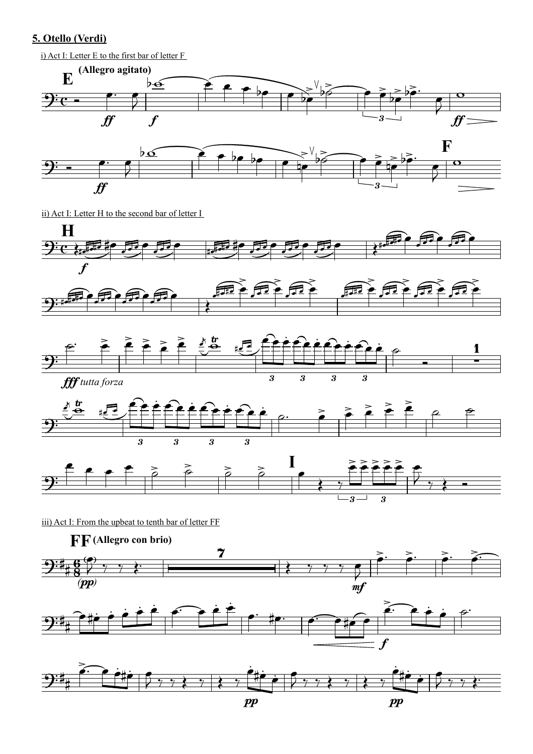## 5. Otello (Verdi)

i) Act I: Letter E to the first bar of letter F

ii) Act I: Letter H to the second bar of letter I

iii) Act I: From the upbeat to tenth bar of letter FF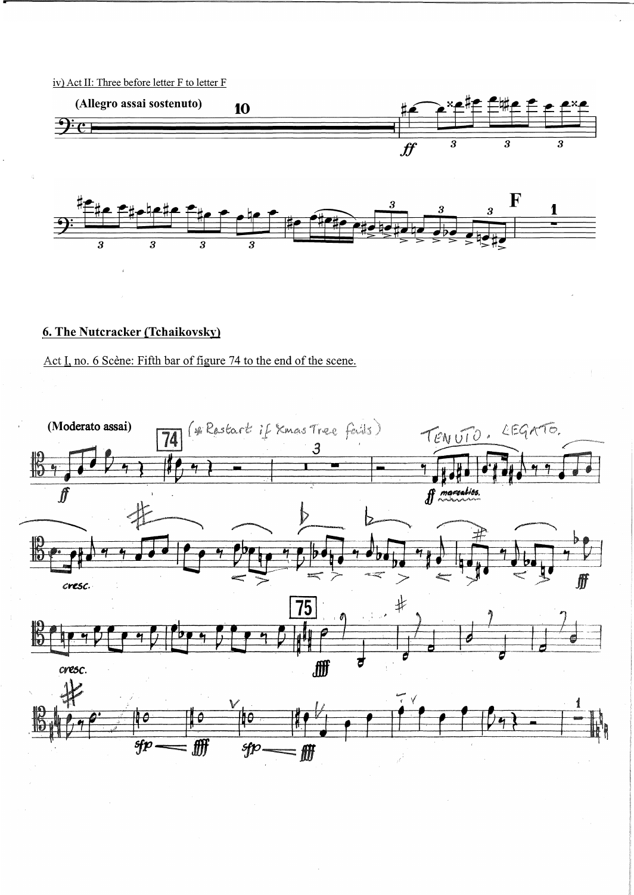iv) Act II: Three before letter F to letter F

## 6. The Nutcracker (Tchaikovsky)

Act I, no. 6 Scène: Fifth bar of figure 74 to the end of the scene.